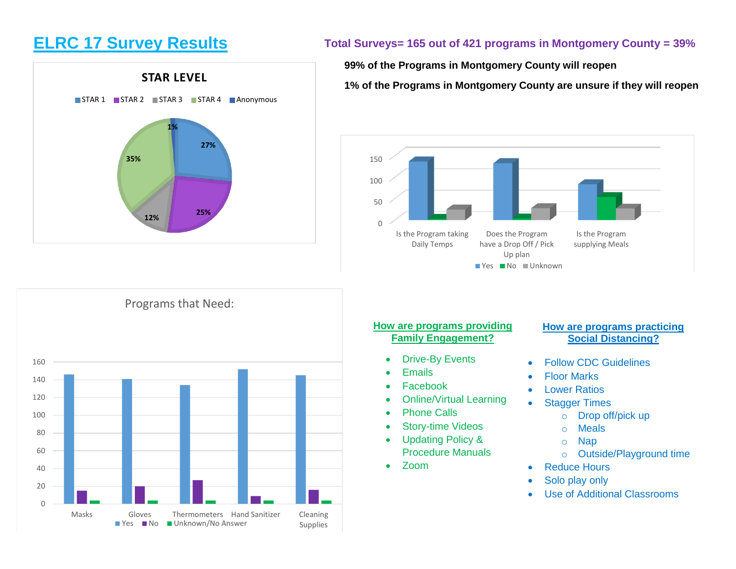# ELRC 17 Survey Results

**Total Surveys= 165 out of 421 programs in Montgomery County = 39%**

**99% of the Programs in Montgomery County will reopen**

**1% of the Programs in Montgomery County are unsure if they will reopen**

**STAR LEVEL**

| STAR Level | Percent |
|---|---|
| STAR 1 | 27% |
| STAR 2 | 25% |
| STAR 3 | 12% |
| STAR 4 | 35% |
| Anonymous | 1% |

| | Yes | No | Unknown |
|---|---|---|---|
| Is the Program taking Daily Temps | | | |
| Does the Program have a Drop Off / Pick Up plan | | | |
| Is the Program supplying Meals | | | |

**Programs that Need:**

| | Yes | No | Unknown/No Answer |
|---|---|---|---|
| Masks | | | |
| Gloves | | | |
| Thermometers | | | |
| Hand Sanitizer | | | |
| Cleaning Supplies | | | |

## How are programs providing Family Engagement?

- Drive-By Events
- Emails
- Facebook
- Online/Virtual Learning
- Phone Calls
- Story-time Videos
- Updating Policy & Procedure Manuals
- Zoom

## How are programs practicing Social Distancing?

- Follow CDC Guidelines
- Floor Marks
- Lower Ratios
- Stagger Times
  - Drop off/pick up
  - Meals
  - Nap
  - Outside/Playground time
- Reduce Hours
- Solo play only
- Use of Additional Classrooms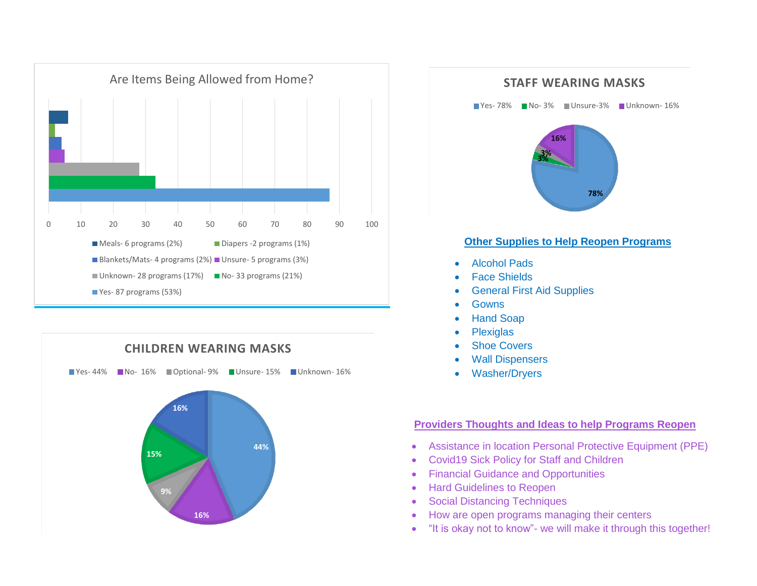## Are Items Being Allowed from Home?

0 10 20 30 40 50 60 70 80 90 100

Meals- 6 programs (2%)
Diapers -2 programs (1%)
Blankets/Mats- 4 programs (2%)
Unsure- 5 programs (3%)
Unknown- 28 programs (17%)
No- 33 programs (21%)
Yes- 87 programs (53%)

## CHILDREN WEARING MASKS

Yes- 44%
No- 16%
Optional- 9%
Unsure- 15%
Unknown- 16%

44%
16%
9%
15%
16%

## STAFF WEARING MASKS

Yes- 78%
No- 3%
Unsure-3%
Unknown- 16%

78%
3%
3%
16%

## Other Supplies to Help Reopen Programs

- Alcohol Pads
- Face Shields
- General First Aid Supplies
- Gowns
- Hand Soap
- Plexiglas
- Shoe Covers
- Wall Dispensers
- Washer/Dryers

## Providers Thoughts and Ideas to help Programs Reopen

- Assistance in location Personal Protective Equipment (PPE)
- Covid19 Sick Policy for Staff and Children
- Financial Guidance and Opportunities
- Hard Guidelines to Reopen
- Social Distancing Techniques
- How are open programs managing their centers
- "It is okay not to know"- we will make it through this together!